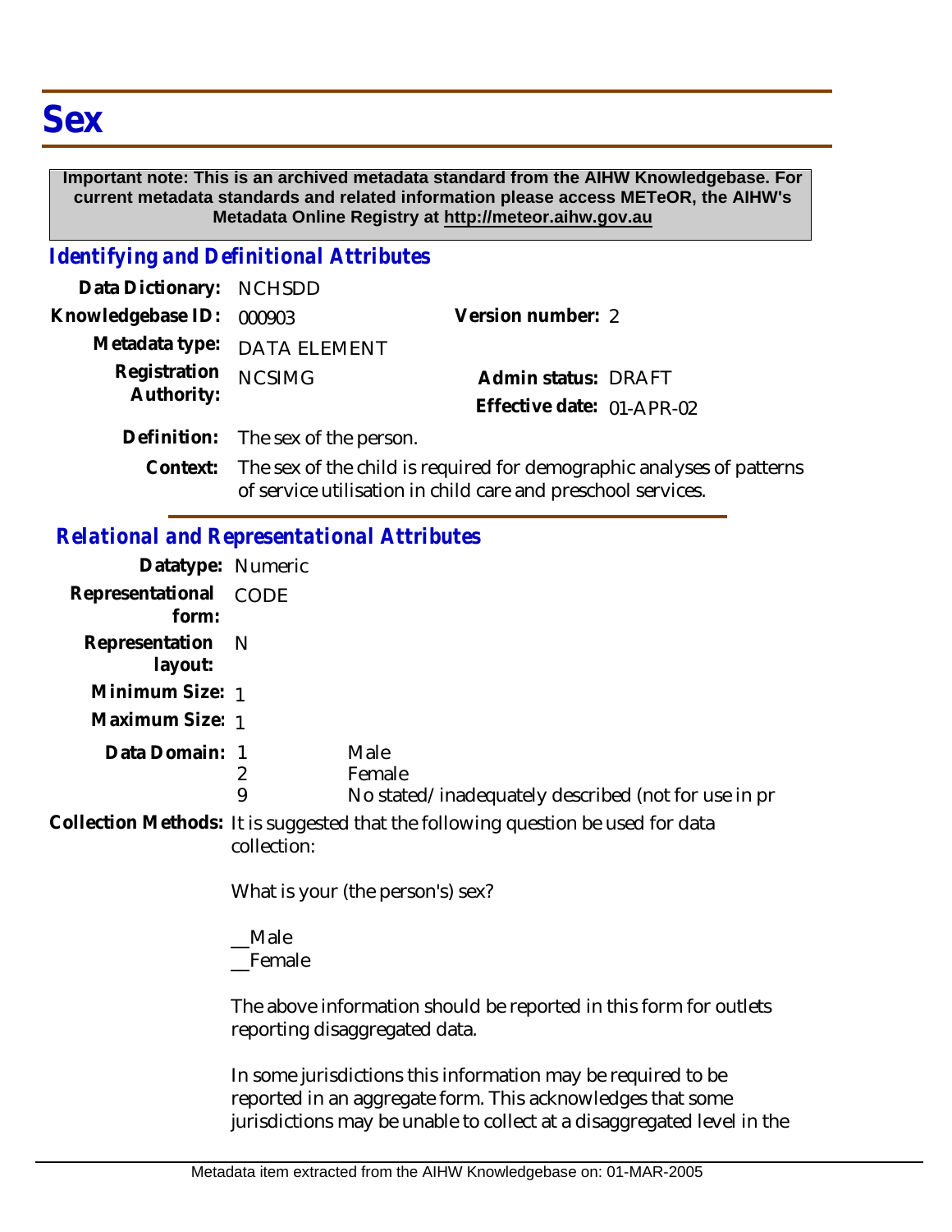# Sex

**Important note: This is an archived metadata standard from the AIHW Knowledgebase. For current metadata standards and related information please access METeOR, the AIHW's Metadata Online Registry at http://meteor.aihw.gov.au**

## *Identifying and Definitional Attributes*

**Data Dictionary:** NCHSDD

**Knowledgebase ID:** 000903

**Version number:** 2

**Metadata type:** DATA ELEMENT

**Registration Authority:** NCSIMG

**Admin status:** DRAFT

**Effective date:** 01-APR-02

**Definition:** The sex of the person.

**Context:** The sex of the child is required for demographic analyses of patterns of service utilisation in child care and preschool services.

## *Relational and Representational Attributes*

**Datatype:** Numeric

**Representational form:** CODE

**Representation layout:** N

**Minimum Size:** 1

**Maximum Size:** 1

**Data Domain:**

| | |
|---|---|
| 1 | Male |
| 2 | Female |
| 9 | No stated/inadequately described (not for use in pr |

**Collection Methods:** It is suggested that the following question be used for data collection:

What is your (the person's) sex?

__Male
__Female

The above information should be reported in this form for outlets reporting disaggregated data.

In some jurisdictions this information may be required to be reported in an aggregate form. This acknowledges that some jurisdictions may be unable to collect at a disaggregated level in the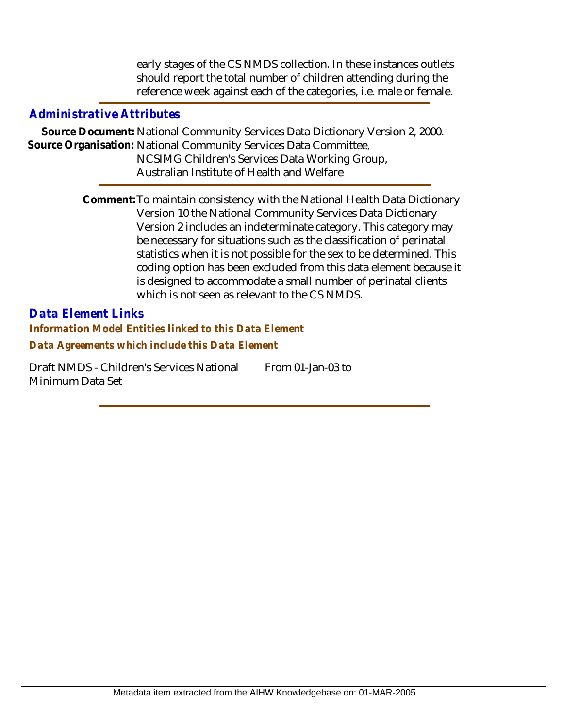early stages of the CS NMDS collection. In these instances outlets should report the total number of children attending during the reference week against each of the categories, i.e. male or female.

## Administrative Attributes

**Source Document:** National Community Services Data Dictionary Version 2, 2000.

**Source Organisation:** National Community Services Data Committee, NCSIMG Children's Services Data Working Group, Australian Institute of Health and Welfare

**Comment:** To maintain consistency with the National Health Data Dictionary Version 10 the National Community Services Data Dictionary Version 2 includes an indeterminate category. This category may be necessary for situations such as the classification of perinatal statistics when it is not possible for the sex to be determined. This coding option has been excluded from this data element because it is designed to accommodate a small number of perinatal clients which is not seen as relevant to the CS NMDS.

## Data Element Links

### Information Model Entities linked to this Data Element

### Data Agreements which include this Data Element

Draft NMDS - Children's Services National Minimum Data Set — From 01-Jan-03 to

Metadata item extracted from the AIHW Knowledgebase on: 01-MAR-2005